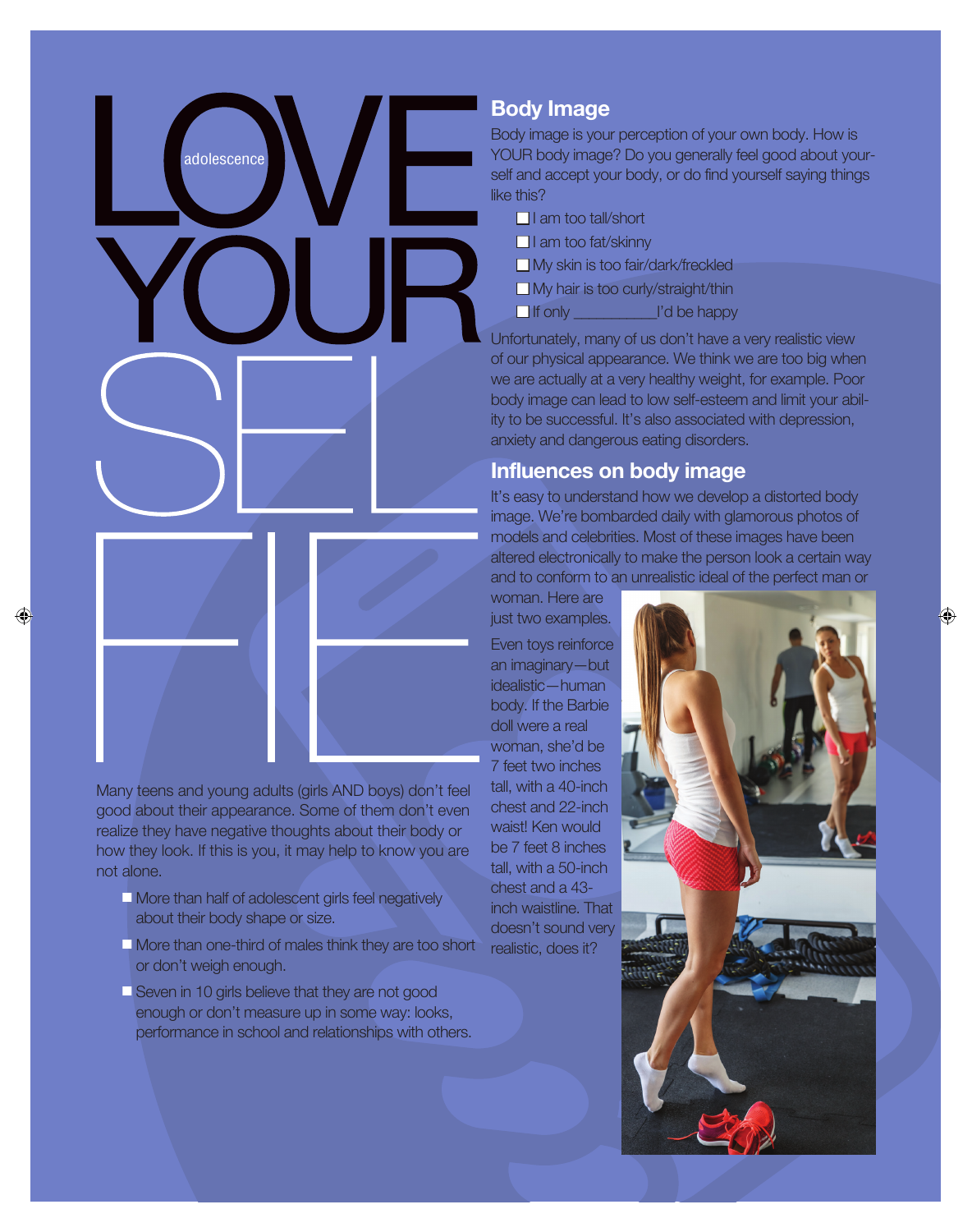adolescence

# LOVE YOUR SELFIE

Many teens and young adults (girls AND boys) don't feel good about their appearance. Some of them don't even realize they have negative thoughts about their body or how they look. If this is you, it may help to know you are not alone.

- More than half of adolescent girls feel negatively about their body shape or size.
- More than one-third of males think they are too short or don't weigh enough.
- Seven in 10 girls believe that they are not good enough or don't measure up in some way: looks, performance in school and relationships with others.

## Body Image

Body image is your perception of your own body. How is YOUR body image? Do you generally feel good about yourself and accept your body, or do find yourself saying things like this?

- [ ] I am too tall/short
- [ ] I am too fat/skinny
- [ ] My skin is too fair/dark/freckled
- [ ] My hair is too curly/straight/thin
- [ ] If only __________I'd be happy

Unfortunately, many of us don't have a very realistic view of our physical appearance. We think we are too big when we are actually at a very healthy weight, for example. Poor body image can lead to low self-esteem and limit your ability to be successful. It's also associated with depression, anxiety and dangerous eating disorders.

## Influences on body image

It's easy to understand how we develop a distorted body image. We're bombarded daily with glamorous photos of models and celebrities. Most of these images have been altered electronically to make the person look a certain way and to conform to an unrealistic ideal of the perfect man or woman. Here are just two examples.

Even toys reinforce an imaginary—but idealistic—human body. If the Barbie doll were a real woman, she'd be 7 feet two inches tall, with a 40-inch chest and 22-inch waist! Ken would be 7 feet 8 inches tall, with a 50-inch chest and a 43-inch waistline. That doesn't sound very realistic, does it?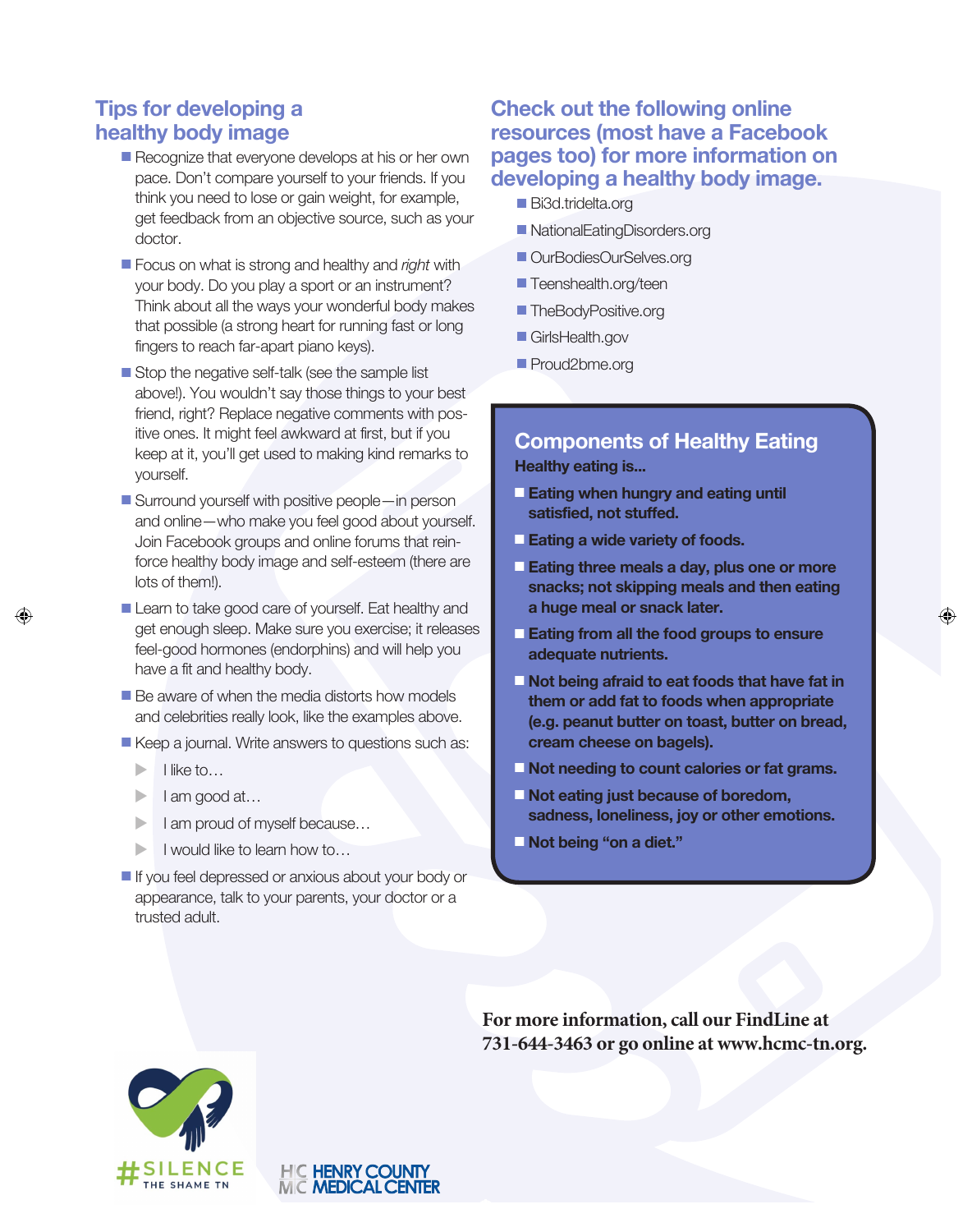## Tips for developing a healthy body image

- Recognize that everyone develops at his or her own pace. Don't compare yourself to your friends. If you think you need to lose or gain weight, for example, get feedback from an objective source, such as your doctor.
- Focus on what is strong and healthy and *right* with your body. Do you play a sport or an instrument? Think about all the ways your wonderful body makes that possible (a strong heart for running fast or long fingers to reach far-apart piano keys).
- Stop the negative self-talk (see the sample list above!). You wouldn't say those things to your best friend, right? Replace negative comments with positive ones. It might feel awkward at first, but if you keep at it, you'll get used to making kind remarks to yourself.
- Surround yourself with positive people—in person and online—who make you feel good about yourself. Join Facebook groups and online forums that reinforce healthy body image and self-esteem (there are lots of them!).
- Learn to take good care of yourself. Eat healthy and get enough sleep. Make sure you exercise; it releases feel-good hormones (endorphins) and will help you have a fit and healthy body.
- Be aware of when the media distorts how models and celebrities really look, like the examples above.
- Keep a journal. Write answers to questions such as:
  - I like to…
  - I am good at…
  - I am proud of myself because…
  - I would like to learn how to…
- If you feel depressed or anxious about your body or appearance, talk to your parents, your doctor or a trusted adult.

## Check out the following online resources (most have a Facebook pages too) for more information on developing a healthy body image.

- Bi3d.tridelta.org
- NationalEatingDisorders.org
- OurBodiesOurSelves.org
- Teenshealth.org/teen
- TheBodyPositive.org
- GirlsHealth.gov
- Proud2bme.org

## Components of Healthy Eating

**Healthy eating is…**

- **Eating when hungry and eating until satisfied, not stuffed.**
- **Eating a wide variety of foods.**
- **Eating three meals a day, plus one or more snacks; not skipping meals and then eating a huge meal or snack later.**
- **Eating from all the food groups to ensure adequate nutrients.**
- **Not being afraid to eat foods that have fat in them or add fat to foods when appropriate (e.g. peanut butter on toast, butter on bread, cream cheese on bagels).**
- **Not needing to count calories or fat grams.**
- **Not eating just because of boredom, sadness, loneliness, joy or other emotions.**
- **Not being "on a diet."**

**For more information, call our FindLine at 731-644-3463 or go online at www.hcmc-tn.org.**

#SILENCE THE SHAME TN

HENRY COUNTY MEDICAL CENTER